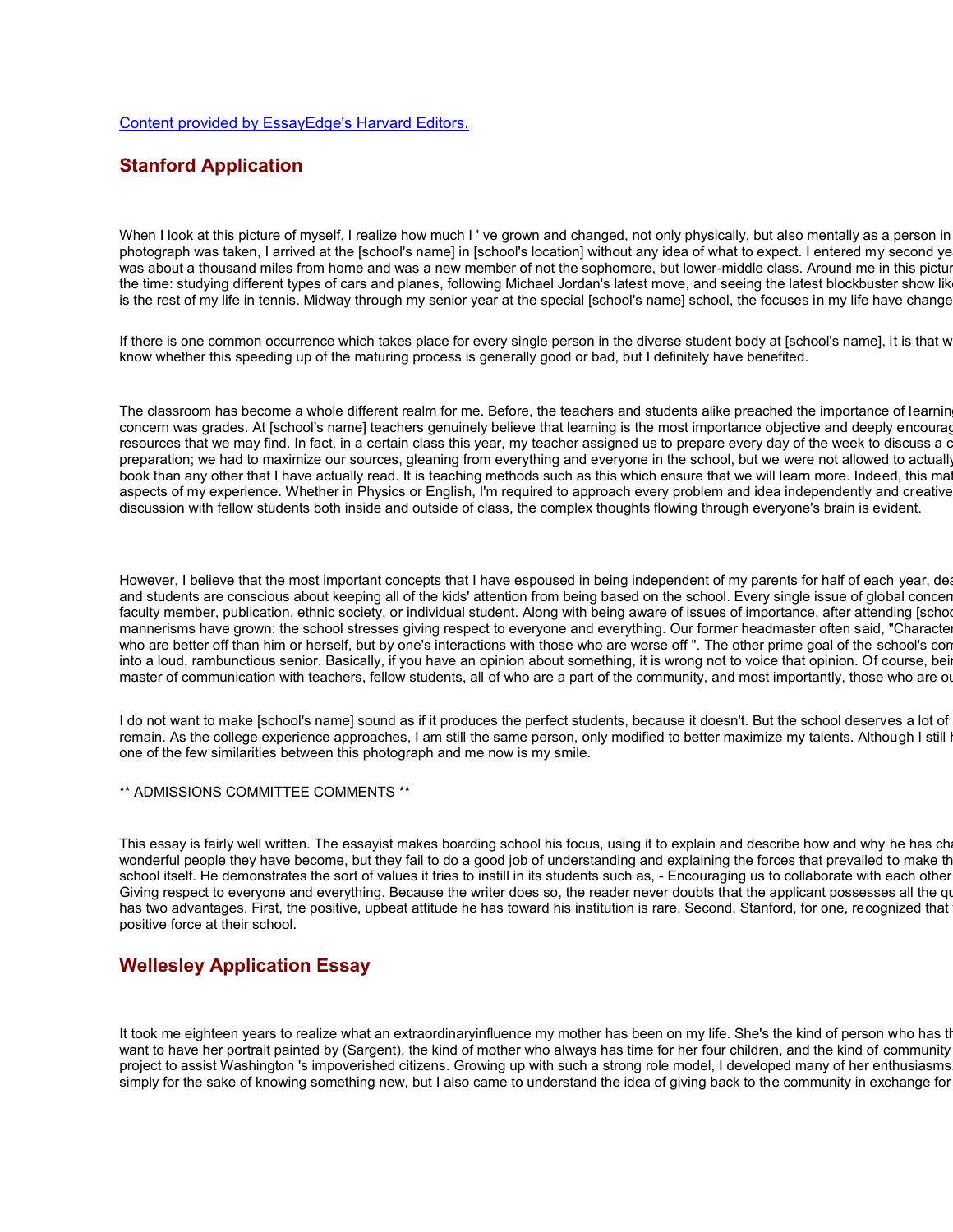Content provided by EssayEdge's Harvard Editors.

## Stanford Application

When I look at this picture of myself, I realize how much I ' ve grown and changed, not only physically, but also mentally as a person in
photograph was taken, I arrived at the [school's name] in [school's location] without any idea of what to expect. I entered my second ye
was about a thousand miles from home and was a new member of not the sophomore, but lower-middle class. Around me in this pictur
the time: studying different types of cars and planes, following Michael Jordan's latest move, and seeing the latest blockbuster show lik
is the rest of my life in tennis. Midway through my senior year at the special [school's name] school, the focuses in my life have change

If there is one common occurrence which takes place for every single person in the diverse student body at [school's name], it is that w
know whether this speeding up of the maturing process is generally good or bad, but I definitely have benefited.

The classroom has become a whole different realm for me. Before, the teachers and students alike preached the importance of learning
concern was grades. At [school's name] teachers genuinely believe that learning is the most importance objective and deeply encourag
resources that we may find. In fact, in a certain class this year, my teacher assigned us to prepare every day of the week to discuss a c
preparation; we had to maximize our sources, gleaning from everything and everyone in the school, but we were not allowed to actually
book than any other that I have actually read. It is teaching methods such as this which ensure that we will learn more. Indeed, this mat
aspects of my experience. Whether in Physics or English, I'm required to approach every problem and idea independently and creative
discussion with fellow students both inside and outside of class, the complex thoughts flowing through everyone's brain is evident.

However, I believe that the most important concepts that I have espoused in being independent of my parents for half of each year, dea
and students are conscious about keeping all of the kids' attention from being based on the school. Every single issue of global concer
faculty member, publication, ethnic society, or individual student. Along with being aware of issues of importance, after attending [scho
mannerisms have grown: the school stresses giving respect to everyone and everything. Our former headmaster often said, "Characte
who are better off than him or herself, but by one's interactions with those who are worse off ". The other prime goal of the school's con
into a loud, rambunctious senior. Basically, if you have an opinion about something, it is wrong not to voice that opinion. Of course, bei
master of communication with teachers, fellow students, all of who are a part of the community, and most importantly, those who are ou

I do not want to make [school's name] sound as if it produces the perfect students, because it doesn't. But the school deserves a lot of
remain. As the college experience approaches, I am still the same person, only modified to better maximize my talents. Although I still h
one of the few similarities between this photograph and me now is my smile.

** ADMISSIONS COMMITTEE COMMENTS **

This essay is fairly well written. The essayist makes boarding school his focus, using it to explain and describe how and why he has ch
wonderful people they have become, but they fail to do a good job of understanding and explaining the forces that prevailed to make th
school itself. He demonstrates the sort of values it tries to instill in its students such as, - Encouraging us to collaborate with each other
Giving respect to everyone and everything. Because the writer does so, the reader never doubts that the applicant possesses all the q
has two advantages. First, the positive, upbeat attitude he has toward his institution is rare. Second, Stanford, for one, recognized that
positive force at their school.

## Wellesley Application Essay

It took me eighteen years to realize what an extraordinaryinfluence my mother has been on my life. She's the kind of person who has th
want to have her portrait painted by (Sargent), the kind of mother who always has time for her four children, and the kind of community
project to assist Washington 's impoverished citizens. Growing up with such a strong role model, I developed many of her enthusiasms
simply for the sake of knowing something new, but I also came to understand the idea of giving back to the community in exchange for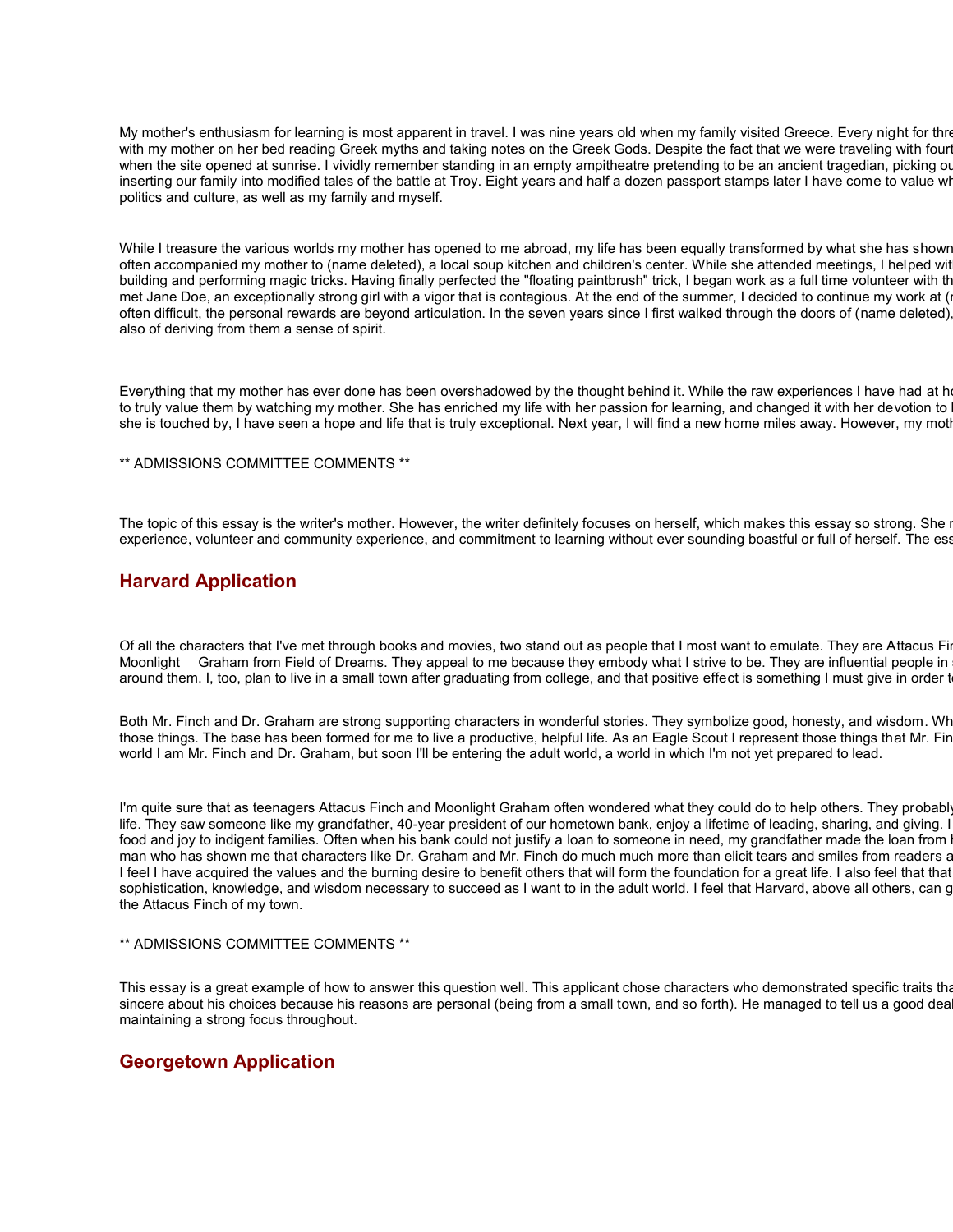My mother's enthusiasm for learning is most apparent in travel. I was nine years old when my family visited Greece. Every night for thre with my mother on her bed reading Greek myths and taking notes on the Greek Gods. Despite the fact that we were traveling with fourt when the site opened at sunrise. I vividly remember standing in an empty ampitheatre pretending to be an ancient tragedian, picking ou inserting our family into modified tales of the battle at Troy. Eight years and half a dozen passport stamps later I have come to value wh politics and culture, as well as my family and myself.

While I treasure the various worlds my mother has opened to me abroad, my life has been equally transformed by what she has shown often accompanied my mother to (name deleted), a local soup kitchen and children's center. While she attended meetings, I helped wit building and performing magic tricks. Having finally perfected the "floating paintbrush" trick, I began work as a full time volunteer with th met Jane Doe, an exceptionally strong girl with a vigor that is contagious. At the end of the summer, I decided to continue my work at (n often difficult, the personal rewards are beyond articulation. In the seven years since I first walked through the doors of (name deleted), also of deriving from them a sense of spirit.

Everything that my mother has ever done has been overshadowed by the thought behind it. While the raw experiences I have had at ho to truly value them by watching my mother. She has enriched my life with her passion for learning, and changed it with her devotion to h she is touched by, I have seen a hope and life that is truly exceptional. Next year, I will find a new home miles away. However, my moth

** ADMISSIONS COMMITTEE COMMENTS **

The topic of this essay is the writer's mother. However, the writer definitely focuses on herself, which makes this essay so strong. She r experience, volunteer and community experience, and commitment to learning without ever sounding boastful or full of herself. The ess

## Harvard Application

Of all the characters that I've met through books and movies, two stand out as people that I most want to emulate. They are Attacus Fi Moonlight Graham from Field of Dreams. They appeal to me because they embody what I strive to be. They are influential people in s around them. I, too, plan to live in a small town after graduating from college, and that positive effect is something I must give in order t

Both Mr. Finch and Dr. Graham are strong supporting characters in wonderful stories. They symbolize good, honesty, and wisdom. Wh those things. The base has been formed for me to live a productive, helpful life. As an Eagle Scout I represent those things that Mr. Fin world I am Mr. Finch and Dr. Graham, but soon I'll be entering the adult world, a world in which I'm not yet prepared to lead.

I'm quite sure that as teenagers Attacus Finch and Moonlight Graham often wondered what they could do to help others. They probabl life. They saw someone like my grandfather, 40-year president of our hometown bank, enjoy a lifetime of leading, sharing, and giving. I food and joy to indigent families. Often when his bank could not justify a loan to someone in need, my grandfather made the loan from h man who has shown me that characters like Dr. Graham and Mr. Finch do much much more than elicit tears and smiles from readers a I feel I have acquired the values and the burning desire to benefit others that will form the foundation for a great life. I also feel that that sophistication, knowledge, and wisdom necessary to succeed as I want to in the adult world. I feel that Harvard, above all others, can g the Attacus Finch of my town.

** ADMISSIONS COMMITTEE COMMENTS **

This essay is a great example of how to answer this question well. This applicant chose characters who demonstrated specific traits tha sincere about his choices because his reasons are personal (being from a small town, and so forth). He managed to tell us a good deal maintaining a strong focus throughout.

## Georgetown Application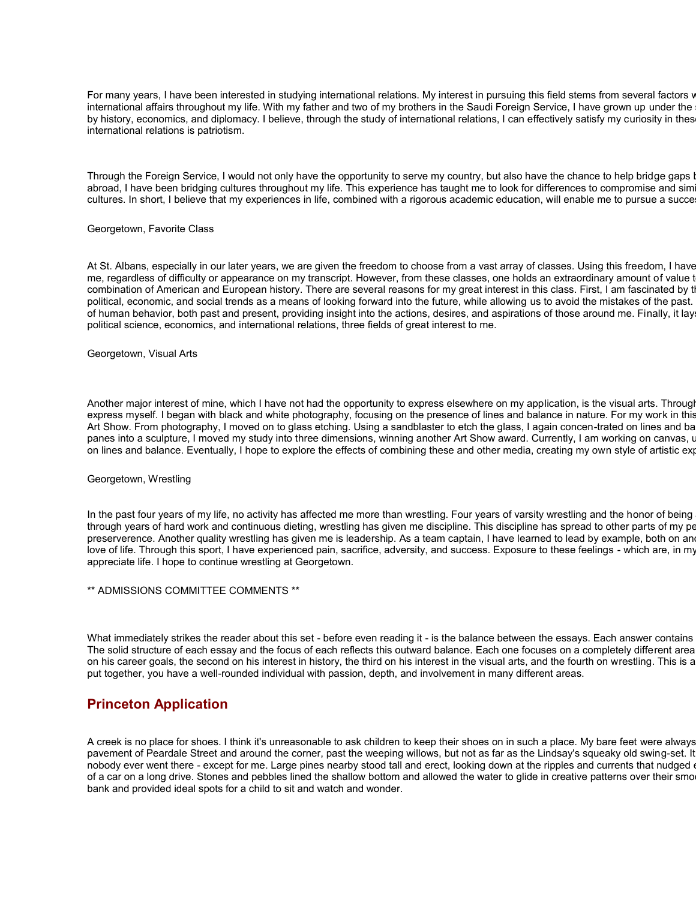For many years, I have been interested in studying international relations. My interest in pursuing this field stems from several factors w international affairs throughout my life. With my father and two of my brothers in the Saudi Foreign Service, I have grown up under the by history, economics, and diplomacy. I believe, through the study of international relations, I can effectively satisfy my curiosity in thes international relations is patriotism.

Through the Foreign Service, I would not only have the opportunity to serve my country, but also have the chance to help bridge gaps b abroad, I have been bridging cultures throughout my life. This experience has taught me to look for differences to compromise and simi cultures. In short, I believe that my experiences in life, combined with a rigorous academic education, will enable me to pursue a succes

Georgetown, Favorite Class

At St. Albans, especially in our later years, we are given the freedom to choose from a vast array of classes. Using this freedom, I have me, regardless of difficulty or appearance on my transcript. However, from these classes, one holds an extraordinary amount of value t combination of American and European history. There are several reasons for my great interest in this class. First, I am fascinated by th political, economic, and social trends as a means of looking forward into the future, while allowing us to avoid the mistakes of the past. of human behavior, both past and present, providing insight into the actions, desires, and aspirations of those around me. Finally, it lays political science, economics, and international relations, three fields of great interest to me.

Georgetown, Visual Arts

Another major interest of mine, which I have not had the opportunity to express elsewhere on my application, is the visual arts. Through express myself. I began with black and white photography, focusing on the presence of lines and balance in nature. For my work in this Art Show. From photography, I moved on to glass etching. Using a sandblaster to etch the glass, I again concen-trated on lines and ba panes into a sculpture, I moved my study into three dimensions, winning another Art Show award. Currently, I am working on canvas, u on lines and balance. Eventually, I hope to explore the effects of combining these and other media, creating my own style of artistic exp

Georgetown, Wrestling

In the past four years of my life, no activity has affected me more than wrestling. Four years of varsity wrestling and the honor of being through years of hard work and continuous dieting, wrestling has given me discipline. This discipline has spread to other parts of my pe preserverence. Another quality wrestling has given me is leadership. As a team captain, I have learned to lead by example, both on and love of life. Through this sport, I have experienced pain, sacrifice, adversity, and success. Exposure to these feelings - which are, in my appreciate life. I hope to continue wrestling at Georgetown.

** ADMISSIONS COMMITTEE COMMENTS **

What immediately strikes the reader about this set - before even reading it - is the balance between the essays. Each answer contains The solid structure of each essay and the focus of each reflects this outward balance. Each one focuses on a completely different area on his career goals, the second on his interest in history, the third on his interest in the visual arts, and the fourth on wrestling. This is a put together, you have a well-rounded individual with passion, depth, and involvement in many different areas.

## Princeton Application

A creek is no place for shoes. I think it's unreasonable to ask children to keep their shoes on in such a place. My bare feet were always pavement of Peardale Street and around the corner, past the weeping willows, but not as far as the Lindsay's squeaky old swing-set. It nobody ever went there - except for me. Large pines nearby stood tall and erect, looking down at the ripples and currents that nudged e of a car on a long drive. Stones and pebbles lined the shallow bottom and allowed the water to glide in creative patterns over their smo bank and provided ideal spots for a child to sit and watch and wonder.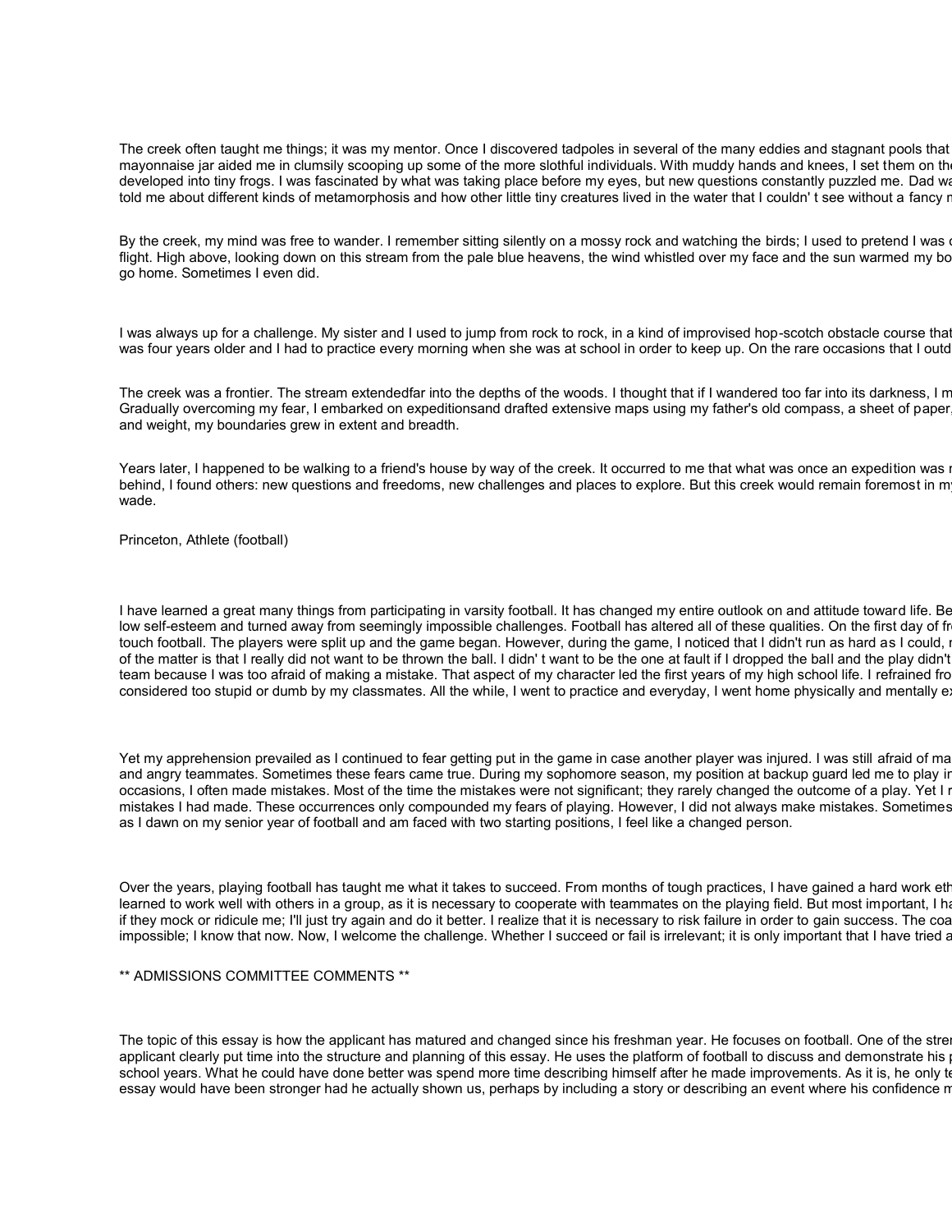The creek often taught me things; it was my mentor. Once I discovered tadpoles in several of the many eddies and stagnant pools that mayonnaise jar aided me in clumsily scooping up some of the more slothful individuals. With muddy hands and knees, I set them on th developed into tiny frogs. I was fascinated by what was taking place before my eyes, but new questions constantly puzzled me. Dad wa told me about different kinds of metamorphosis and how other little tiny creatures lived in the water that I couldn' t see without a fancy n

By the creek, my mind was free to wander. I remember sitting silently on a mossy rock and watching the birds; I used to pretend I was flight. High above, looking down on this stream from the pale blue heavens, the wind whistled over my face and the sun warmed my bo go home. Sometimes I even did.

I was always up for a challenge. My sister and I used to jump from rock to rock, in a kind of improvised hop-scotch obstacle course that was four years older and I had to practice every morning when she was at school in order to keep up. On the rare occasions that I outd

The creek was a frontier. The stream extendedfar into the depths of the woods. I thought that if I wandered too far into its darkness, I m Gradually overcoming my fear, I embarked on expeditionsand drafted extensive maps using my father's old compass, a sheet of paper, and weight, my boundaries grew in extent and breadth.

Years later, I happened to be walking to a friend's house by way of the creek. It occurred to me that what was once an expedition was behind, I found others: new questions and freedoms, new challenges and places to explore. But this creek would remain foremost in my wade.

Princeton, Athlete (football)

I have learned a great many things from participating in varsity football. It has changed my entire outlook on and attitude toward life. Be low self-esteem and turned away from seemingly impossible challenges. Football has altered all of these qualities. On the first day of fr touch football. The players were split up and the game began. However, during the game, I noticed that I didn't run as hard as I could, of the matter is that I really did not want to be thrown the ball. I didn' t want to be the one at fault if I dropped the ball and the play didn't team because I was too afraid of making a mistake. That aspect of my character led the first years of my high school life. I refrained fro considered too stupid or dumb by my classmates. All the while, I went to practice and everyday, I went home physically and mentally ex

Yet my apprehension prevailed as I continued to fear getting put in the game in case another player was injured. I was still afraid of ma and angry teammates. Sometimes these fears came true. During my sophomore season, my position at backup guard led me to play in occasions, I often made mistakes. Most of the time the mistakes were not significant; they rarely changed the outcome of a play. Yet I r mistakes I had made. These occurrences only compounded my fears of playing. However, I did not always make mistakes. Sometimes as I dawn on my senior year of football and am faced with two starting positions, I feel like a changed person.

Over the years, playing football has taught me what it takes to succeed. From months of tough practices, I have gained a hard work eth learned to work well with others in a group, as it is necessary to cooperate with teammates on the playing field. But most important, I ha if they mock or ridicule me; I'll just try again and do it better. I realize that it is necessary to risk failure in order to gain success. The coa impossible; I know that now. Now, I welcome the challenge. Whether I succeed or fail is irrelevant; it is only important that I have tried a

** ADMISSIONS COMMITTEE COMMENTS **

The topic of this essay is how the applicant has matured and changed since his freshman year. He focuses on football. One of the stren applicant clearly put time into the structure and planning of this essay. He uses the platform of football to discuss and demonstrate his p school years. What he could have done better was spend more time describing himself after he made improvements. As it is, he only te essay would have been stronger had he actually shown us, perhaps by including a story or describing an event where his confidence m